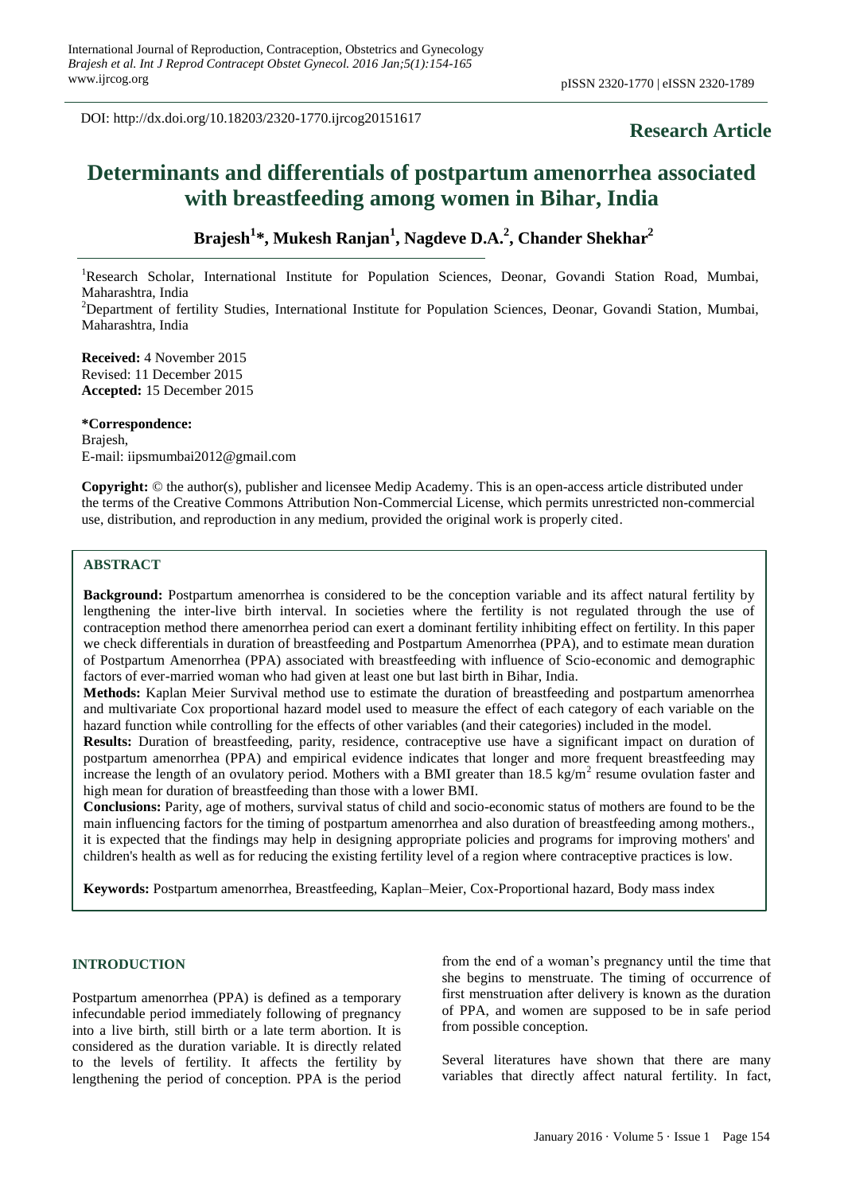DOI: http://dx.doi.org/10.18203/2320-1770.ijrcog20151617

**Research Article**

# Determinants and differentials of postpartum amenorrhea associated with breastfeeding among women in Bihar, India

**Brajesh[1]*, Mukesh Ranjan[1], Nagdeve D.A.[2], Chander Shekhar[2]**

[1]Research Scholar, International Institute for Population Sciences, Deonar, Govandi Station Road, Mumbai, Maharashtra, India

[2]Department of fertility Studies, International Institute for Population Sciences, Deonar, Govandi Station, Mumbai, Maharashtra, India

**Received:** 4 November 2015
Revised: 11 December 2015
**Accepted:** 15 December 2015

**\*Correspondence:**
Brajesh,
E-mail: iipsmumbai2012@gmail.com

**Copyright:** © the author(s), publisher and licensee Medip Academy. This is an open-access article distributed under the terms of the Creative Commons Attribution Non-Commercial License, which permits unrestricted non-commercial use, distribution, and reproduction in any medium, provided the original work is properly cited.

## ABSTRACT

**Background:** Postpartum amenorrhea is considered to be the conception variable and its affect natural fertility by lengthening the inter-live birth interval. In societies where the fertility is not regulated through the use of contraception method there amenorrhea period can exert a dominant fertility inhibiting effect on fertility. In this paper we check differentials in duration of breastfeeding and Postpartum Amenorrhea (PPA), and to estimate mean duration of Postpartum Amenorrhea (PPA) associated with breastfeeding with influence of Scio-economic and demographic factors of ever-married woman who had given at least one but last birth in Bihar, India.

**Methods:** Kaplan Meier Survival method use to estimate the duration of breastfeeding and postpartum amenorrhea and multivariate Cox proportional hazard model used to measure the effect of each category of each variable on the hazard function while controlling for the effects of other variables (and their categories) included in the model.

**Results:** Duration of breastfeeding, parity, residence, contraceptive use have a significant impact on duration of postpartum amenorrhea (PPA) and empirical evidence indicates that longer and more frequent breastfeeding may increase the length of an ovulatory period. Mothers with a BMI greater than 18.5 kg/m$^2$ resume ovulation faster and high mean for duration of breastfeeding than those with a lower BMI.

**Conclusions:** Parity, age of mothers, survival status of child and socio-economic status of mothers are found to be the main influencing factors for the timing of postpartum amenorrhea and also duration of breastfeeding among mothers., it is expected that the findings may help in designing appropriate policies and programs for improving mothers' and children's health as well as for reducing the existing fertility level of a region where contraceptive practices is low.

**Keywords:** Postpartum amenorrhea, Breastfeeding, Kaplan–Meier, Cox-Proportional hazard, Body mass index

## INTRODUCTION

Postpartum amenorrhea (PPA) is defined as a temporary infecundable period immediately following of pregnancy into a live birth, still birth or a late term abortion. It is considered as the duration variable. It is directly related to the levels of fertility. It affects the fertility by lengthening the period of conception. PPA is the period from the end of a woman's pregnancy until the time that she begins to menstruate. The timing of occurrence of first menstruation after delivery is known as the duration of PPA, and women are supposed to be in safe period from possible conception.

Several literatures have shown that there are many variables that directly affect natural fertility. In fact,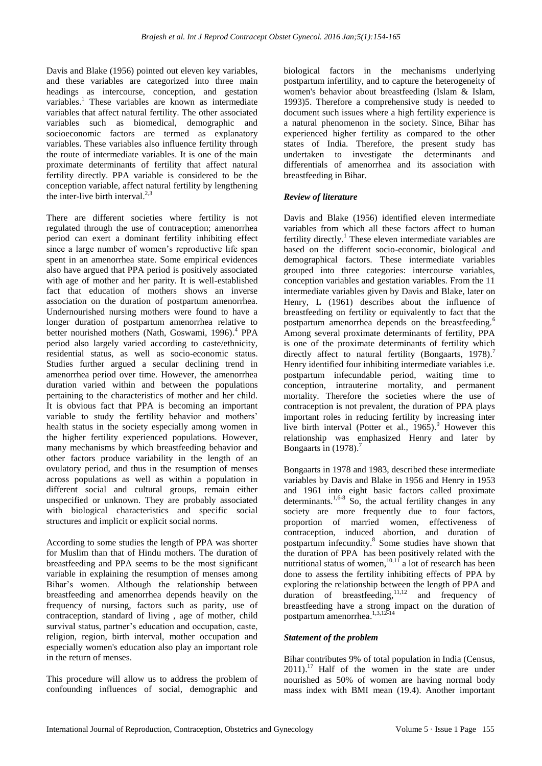Davis and Blake (1956) pointed out eleven key variables, and these variables are categorized into three main headings as intercourse, conception, and gestation variables.[1] These variables are known as intermediate variables that affect natural fertility. The other associated variables such as biomedical, demographic and socioeconomic factors are termed as explanatory variables. These variables also influence fertility through the route of intermediate variables. It is one of the main proximate determinants of fertility that affect natural fertility directly. PPA variable is considered to be the conception variable, affect natural fertility by lengthening the inter-live birth interval.[2,3]

There are different societies where fertility is not regulated through the use of contraception; amenorrhea period can exert a dominant fertility inhibiting effect since a large number of women's reproductive life span spent in an amenorrhea state. Some empirical evidences also have argued that PPA period is positively associated with age of mother and her parity. It is well-established fact that education of mothers shows an inverse association on the duration of postpartum amenorrhea. Undernourished nursing mothers were found to have a longer duration of postpartum amenorrhea relative to better nourished mothers (Nath, Goswami, 1996).[4] PPA period also largely varied according to caste/ethnicity, residential status, as well as socio-economic status. Studies further argued a secular declining trend in amenorrhea period over time. However, the amenorrhea duration varied within and between the populations pertaining to the characteristics of mother and her child. It is obvious fact that PPA is becoming an important variable to study the fertility behavior and mothers' health status in the society especially among women in the higher fertility experienced populations. However, many mechanisms by which breastfeeding behavior and other factors produce variability in the length of an ovulatory period, and thus in the resumption of menses across populations as well as within a population in different social and cultural groups, remain either unspecified or unknown. They are probably associated with biological characteristics and specific social structures and implicit or explicit social norms.

According to some studies the length of PPA was shorter for Muslim than that of Hindu mothers. The duration of breastfeeding and PPA seems to be the most significant variable in explaining the resumption of menses among Bihar's women. Although the relationship between breastfeeding and amenorrhea depends heavily on the frequency of nursing, factors such as parity, use of contraception, standard of living , age of mother, child survival status, partner's education and occupation, caste, religion, region, birth interval, mother occupation and especially women's education also play an important role in the return of menses.

This procedure will allow us to address the problem of confounding influences of social, demographic and biological factors in the mechanisms underlying postpartum infertility, and to capture the heterogeneity of women's behavior about breastfeeding (Islam & Islam, 1993)5. Therefore a comprehensive study is needed to document such issues where a high fertility experience is a natural phenomenon in the society. Since, Bihar has experienced higher fertility as compared to the other states of India. Therefore, the present study has undertaken to investigate the determinants and differentials of amenorrhea and its association with breastfeeding in Bihar.

### *Review of literature*

Davis and Blake (1956) identified eleven intermediate variables from which all these factors affect to human fertility directly.[1] These eleven intermediate variables are based on the different socio-economic, biological and demographical factors. These intermediate variables grouped into three categories: intercourse variables, conception variables and gestation variables. From the 11 intermediate variables given by Davis and Blake, later on Henry, L (1961) describes about the influence of breastfeeding on fertility or equivalently to fact that the postpartum amenorrhea depends on the breastfeeding.[6] Among several proximate determinants of fertility, PPA is one of the proximate determinants of fertility which directly affect to natural fertility (Bongaarts, 1978).[7] Henry identified four inhibiting intermediate variables i.e. postpartum infecundable period, waiting time to conception, intrauterine mortality, and permanent mortality. Therefore the societies where the use of contraception is not prevalent, the duration of PPA plays important roles in reducing fertility by increasing inter live birth interval (Potter et al., 1965).[9] However this relationship was emphasized Henry and later by Bongaarts in (1978).[7]

Bongaarts in 1978 and 1983, described these intermediate variables by Davis and Blake in 1956 and Henry in 1953 and 1961 into eight basic factors called proximate determinants.[1,6-8] So, the actual fertility changes in any society are more frequently due to four factors, proportion of married women, effectiveness of contraception, induced abortion, and duration of postpartum infecundity.[8] Some studies have shown that the duration of PPA has been positively related with the nutritional status of women,[10,11] a lot of research has been done to assess the fertility inhibiting effects of PPA by exploring the relationship between the length of PPA and duration of breastfeeding,[11,12] and frequency of breastfeeding have a strong impact on the duration of postpartum amenorrhea.[1,3,12-14]

### *Statement of the problem*

Bihar contributes 9% of total population in India (Census, 2011).[17] Half of the women in the state are under nourished as 50% of women are having normal body mass index with BMI mean (19.4). Another important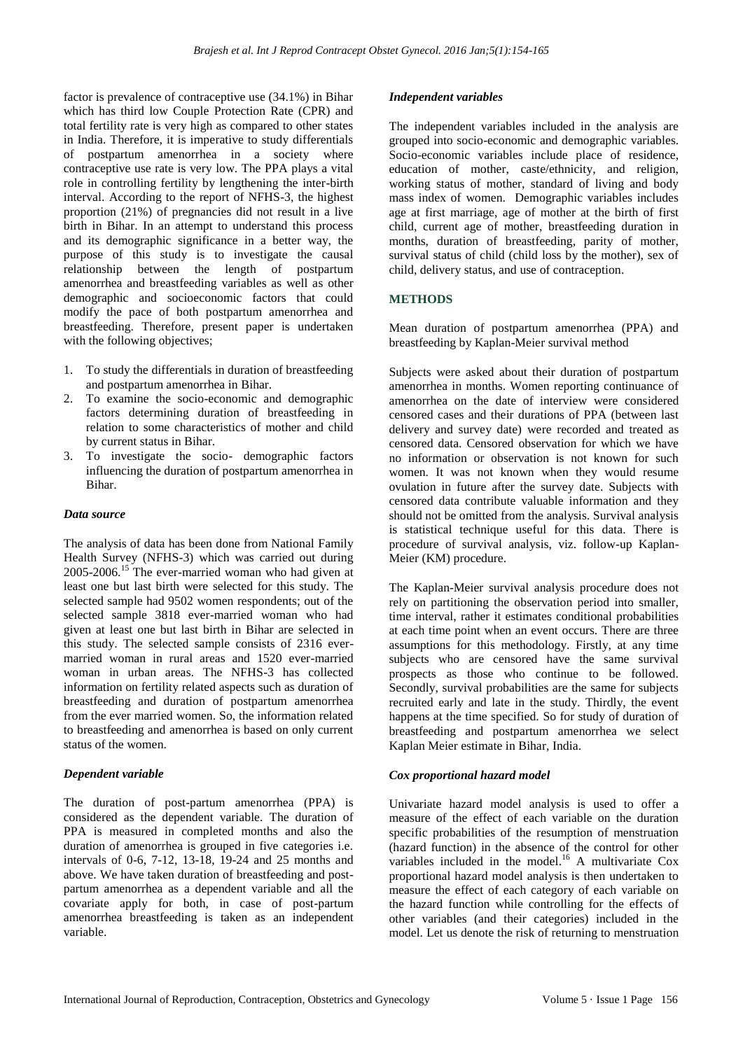factor is prevalence of contraceptive use (34.1%) in Bihar which has third low Couple Protection Rate (CPR) and total fertility rate is very high as compared to other states in India. Therefore, it is imperative to study differentials of postpartum amenorrhea in a society where contraceptive use rate is very low. The PPA plays a vital role in controlling fertility by lengthening the inter-birth interval. According to the report of NFHS-3, the highest proportion (21%) of pregnancies did not result in a live birth in Bihar. In an attempt to understand this process and its demographic significance in a better way, the purpose of this study is to investigate the causal relationship between the length of postpartum amenorrhea and breastfeeding variables as well as other demographic and socioeconomic factors that could modify the pace of both postpartum amenorrhea and breastfeeding. Therefore, present paper is undertaken with the following objectives;

1. To study the differentials in duration of breastfeeding and postpartum amenorrhea in Bihar.
2. To examine the socio-economic and demographic factors determining duration of breastfeeding in relation to some characteristics of mother and child by current status in Bihar.
3. To investigate the socio- demographic factors influencing the duration of postpartum amenorrhea in Bihar.

### *Data source*

The analysis of data has been done from National Family Health Survey (NFHS-3) which was carried out during 2005-2006.[15] The ever-married woman who had given at least one but last birth were selected for this study. The selected sample had 9502 women respondents; out of the selected sample 3818 ever-married woman who had given at least one but last birth in Bihar are selected in this study. The selected sample consists of 2316 ever-married woman in rural areas and 1520 ever-married woman in urban areas. The NFHS-3 has collected information on fertility related aspects such as duration of breastfeeding and duration of postpartum amenorrhea from the ever married women. So, the information related to breastfeeding and amenorrhea is based on only current status of the women.

### *Dependent variable*

The duration of post-partum amenorrhea (PPA) is considered as the dependent variable. The duration of PPA is measured in completed months and also the duration of amenorrhea is grouped in five categories i.e. intervals of 0-6, 7-12, 13-18, 19-24 and 25 months and above. We have taken duration of breastfeeding and post-partum amenorrhea as a dependent variable and all the covariate apply for both, in case of post-partum amenorrhea breastfeeding is taken as an independent variable.

### *Independent variables*

The independent variables included in the analysis are grouped into socio-economic and demographic variables. Socio-economic variables include place of residence, education of mother, caste/ethnicity, and religion, working status of mother, standard of living and body mass index of women. Demographic variables includes age at first marriage, age of mother at the birth of first child, current age of mother, breastfeeding duration in months, duration of breastfeeding, parity of mother, survival status of child (child loss by the mother), sex of child, delivery status, and use of contraception.

## METHODS

Mean duration of postpartum amenorrhea (PPA) and breastfeeding by Kaplan-Meier survival method

Subjects were asked about their duration of postpartum amenorrhea in months. Women reporting continuance of amenorrhea on the date of interview were considered censored cases and their durations of PPA (between last delivery and survey date) were recorded and treated as censored data. Censored observation for which we have no information or observation is not known for such women. It was not known when they would resume ovulation in future after the survey date. Subjects with censored data contribute valuable information and they should not be omitted from the analysis. Survival analysis is statistical technique useful for this data. There is procedure of survival analysis, viz. follow-up Kaplan-Meier (KM) procedure.

The Kaplan-Meier survival analysis procedure does not rely on partitioning the observation period into smaller, time interval, rather it estimates conditional probabilities at each time point when an event occurs. There are three assumptions for this methodology. Firstly, at any time subjects who are censored have the same survival prospects as those who continue to be followed. Secondly, survival probabilities are the same for subjects recruited early and late in the study. Thirdly, the event happens at the time specified. So for study of duration of breastfeeding and postpartum amenorrhea we select Kaplan Meier estimate in Bihar, India.

### *Cox proportional hazard model*

Univariate hazard model analysis is used to offer a measure of the effect of each variable on the duration specific probabilities of the resumption of menstruation (hazard function) in the absence of the control for other variables included in the model.[16] A multivariate Cox proportional hazard model analysis is then undertaken to measure the effect of each category of each variable on the hazard function while controlling for the effects of other variables (and their categories) included in the model. Let us denote the risk of returning to menstruation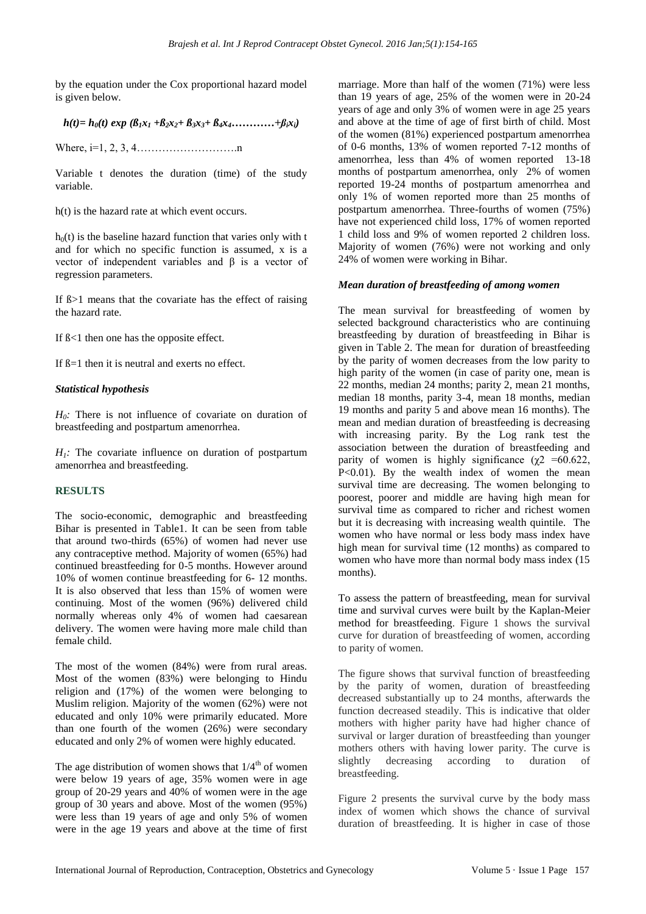by the equation under the Cox proportional hazard model is given below.

$$h(t)= h_0(t) \exp (ß_1x_1 +ß_2x_2+ ß_3x_3+ ß_4x_4…………+\beta_ix_i)$$

Where, i=1, 2, 3, 4……………………….n

Variable t denotes the duration (time) of the study variable.

h(t) is the hazard rate at which event occurs.

$h_0(t)$ is the baseline hazard function that varies only with t and for which no specific function is assumed, x is a vector of independent variables and β is a vector of regression parameters.

If ß>1 means that the covariate has the effect of raising the hazard rate.

If ß<1 then one has the opposite effect.

If ß=1 then it is neutral and exerts no effect.

### *Statistical hypothesis*

*$H_0$:* There is not influence of covariate on duration of breastfeeding and postpartum amenorrhea.

*$H_1$:* The covariate influence on duration of postpartum amenorrhea and breastfeeding.

## RESULTS

The socio-economic, demographic and breastfeeding Bihar is presented in Table1. It can be seen from table that around two-thirds (65%) of women had never use any contraceptive method. Majority of women (65%) had continued breastfeeding for 0-5 months. However around 10% of women continue breastfeeding for 6- 12 months. It is also observed that less than 15% of women were continuing. Most of the women (96%) delivered child normally whereas only 4% of women had caesarean delivery. The women were having more male child than female child.

The most of the women (84%) were from rural areas. Most of the women (83%) were belonging to Hindu religion and (17%) of the women were belonging to Muslim religion. Majority of the women (62%) were not educated and only 10% were primarily educated. More than one fourth of the women (26%) were secondary educated and only 2% of women were highly educated.

The age distribution of women shows that $1/4^{th}$ of women were below 19 years of age, 35% women were in age group of 20-29 years and 40% of women were in the age group of 30 years and above. Most of the women (95%) were less than 19 years of age and only 5% of women were in the age 19 years and above at the time of first marriage. More than half of the women (71%) were less than 19 years of age, 25% of the women were in 20-24 years of age and only 3% of women were in age 25 years and above at the time of age of first birth of child. Most of the women (81%) experienced postpartum amenorrhea of 0-6 months, 13% of women reported 7-12 months of amenorrhea, less than 4% of women reported 13-18 months of postpartum amenorrhea, only 2% of women reported 19-24 months of postpartum amenorrhea and only 1% of women reported more than 25 months of postpartum amenorrhea. Three-fourths of women (75%) have not experienced child loss, 17% of women reported 1 child loss and 9% of women reported 2 children loss. Majority of women (76%) were not working and only 24% of women were working in Bihar.

### *Mean duration of breastfeeding of among women*

The mean survival for breastfeeding of women by selected background characteristics who are continuing breastfeeding by duration of breastfeeding in Bihar is given in Table 2. The mean for duration of breastfeeding by the parity of women decreases from the low parity to high parity of the women (in case of parity one, mean is 22 months, median 24 months; parity 2, mean 21 months, median 18 months, parity 3-4, mean 18 months, median 19 months and parity 5 and above mean 16 months). The mean and median duration of breastfeeding is decreasing with increasing parity. By the Log rank test the association between the duration of breastfeeding and parity of women is highly significance ($\chi2$ =60.622, P<0.01). By the wealth index of women the mean survival time are decreasing. The women belonging to poorest, poorer and middle are having high mean for survival time as compared to richer and richest women but it is decreasing with increasing wealth quintile. The women who have normal or less body mass index have high mean for survival time (12 months) as compared to women who have more than normal body mass index (15 months).

To assess the pattern of breastfeeding, mean for survival time and survival curves were built by the Kaplan-Meier method for breastfeeding. Figure 1 shows the survival curve for duration of breastfeeding of women, according to parity of women.

The figure shows that survival function of breastfeeding by the parity of women, duration of breastfeeding decreased substantially up to 24 months, afterwards the function decreased steadily. This is indicative that older mothers with higher parity have had higher chance of survival or larger duration of breastfeeding than younger mothers others with having lower parity. The curve is slightly decreasing according to duration of breastfeeding.

Figure 2 presents the survival curve by the body mass index of women which shows the chance of survival duration of breastfeeding. It is higher in case of those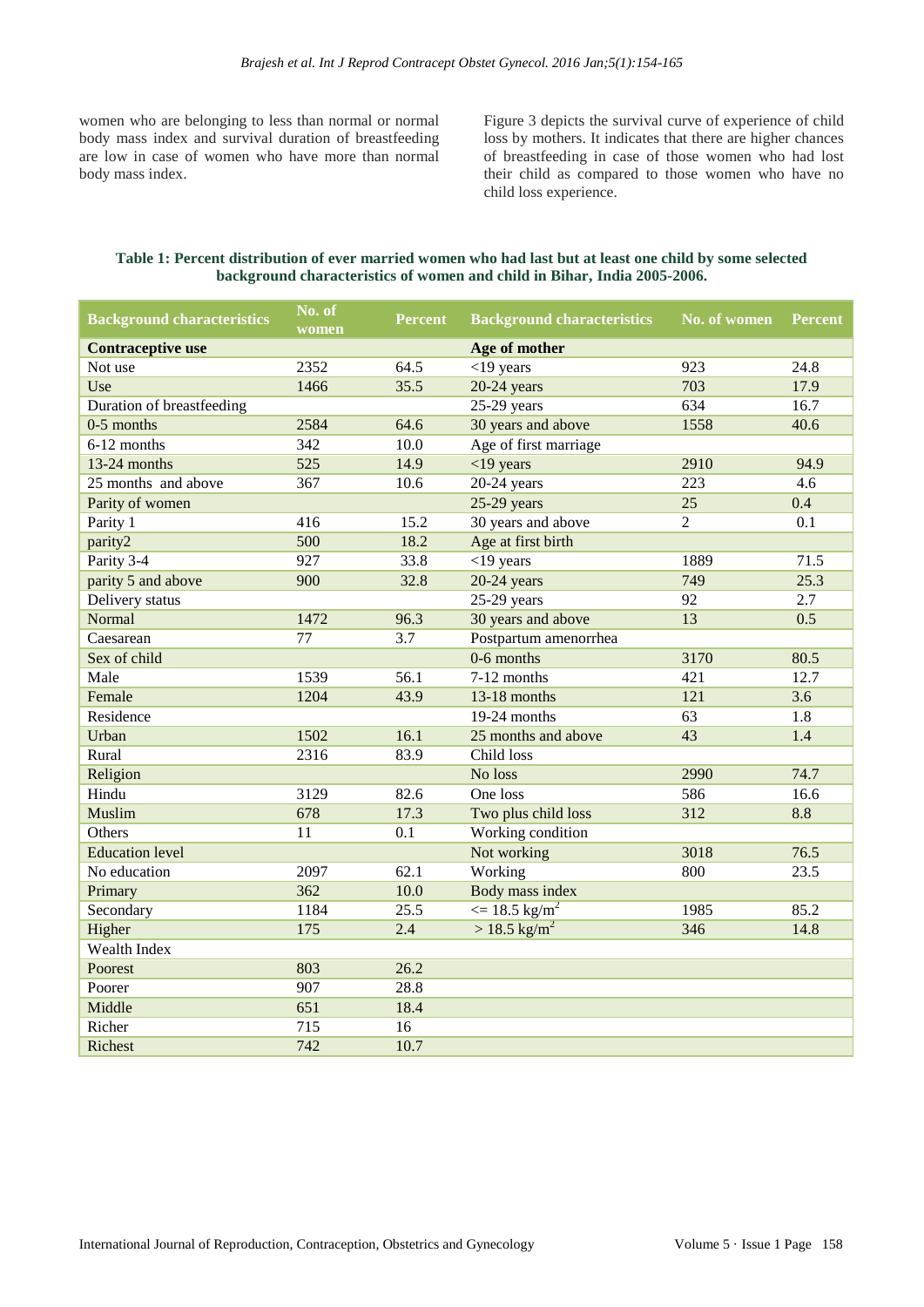women who are belonging to less than normal or normal body mass index and survival duration of breastfeeding are low in case of women who have more than normal body mass index.

Figure 3 depicts the survival curve of experience of child loss by mothers. It indicates that there are higher chances of breastfeeding in case of those women who had lost their child as compared to those women who have no child loss experience.

**Table 1: Percent distribution of ever married women who had last but at least one child by some selected background characteristics of women and child in Bihar, India 2005-2006.**

| Background characteristics | No. of women | Percent | Background characteristics | No. of women | Percent |
|---|---|---|---|---|---|
| **Contraceptive use** | | | **Age of mother** | | |
| Not use | 2352 | 64.5 | <19 years | 923 | 24.8 |
| Use | 1466 | 35.5 | 20-24 years | 703 | 17.9 |
| Duration of breastfeeding | | | 25-29 years | 634 | 16.7 |
| 0-5 months | 2584 | 64.6 | 30 years and above | 1558 | 40.6 |
| 6-12 months | 342 | 10.0 | Age of first marriage | | |
| 13-24 months | 525 | 14.9 | <19 years | 2910 | 94.9 |
| 25 months and above | 367 | 10.6 | 20-24 years | 223 | 4.6 |
| Parity of women | | | 25-29 years | 25 | 0.4 |
| Parity 1 | 416 | 15.2 | 30 years and above | 2 | 0.1 |
| parity2 | 500 | 18.2 | Age at first birth | | |
| Parity 3-4 | 927 | 33.8 | <19 years | 1889 | 71.5 |
| parity 5 and above | 900 | 32.8 | 20-24 years | 749 | 25.3 |
| Delivery status | | | 25-29 years | 92 | 2.7 |
| Normal | 1472 | 96.3 | 30 years and above | 13 | 0.5 |
| Caesarean | 77 | 3.7 | Postpartum amenorrhea | | |
| Sex of child | | | 0-6 months | 3170 | 80.5 |
| Male | 1539 | 56.1 | 7-12 months | 421 | 12.7 |
| Female | 1204 | 43.9 | 13-18 months | 121 | 3.6 |
| Residence | | | 19-24 months | 63 | 1.8 |
| Urban | 1502 | 16.1 | 25 months and above | 43 | 1.4 |
| Rural | 2316 | 83.9 | Child loss | | |
| Religion | | | No loss | 2990 | 74.7 |
| Hindu | 3129 | 82.6 | One loss | 586 | 16.6 |
| Muslim | 678 | 17.3 | Two plus child loss | 312 | 8.8 |
| Others | 11 | 0.1 | Working condition | | |
| Education level | | | Not working | 3018 | 76.5 |
| No education | 2097 | 62.1 | Working | 800 | 23.5 |
| Primary | 362 | 10.0 | Body mass index | | |
| Secondary | 1184 | 25.5 | <= 18.5 kg/m$^2$ | 1985 | 85.2 |
| Higher | 175 | 2.4 | > 18.5 kg/m$^2$ | 346 | 14.8 |
| Wealth Index | | | | | |
| Poorest | 803 | 26.2 | | | |
| Poorer | 907 | 28.8 | | | |
| Middle | 651 | 18.4 | | | |
| Richer | 715 | 16 | | | |
| Richest | 742 | 10.7 | | | |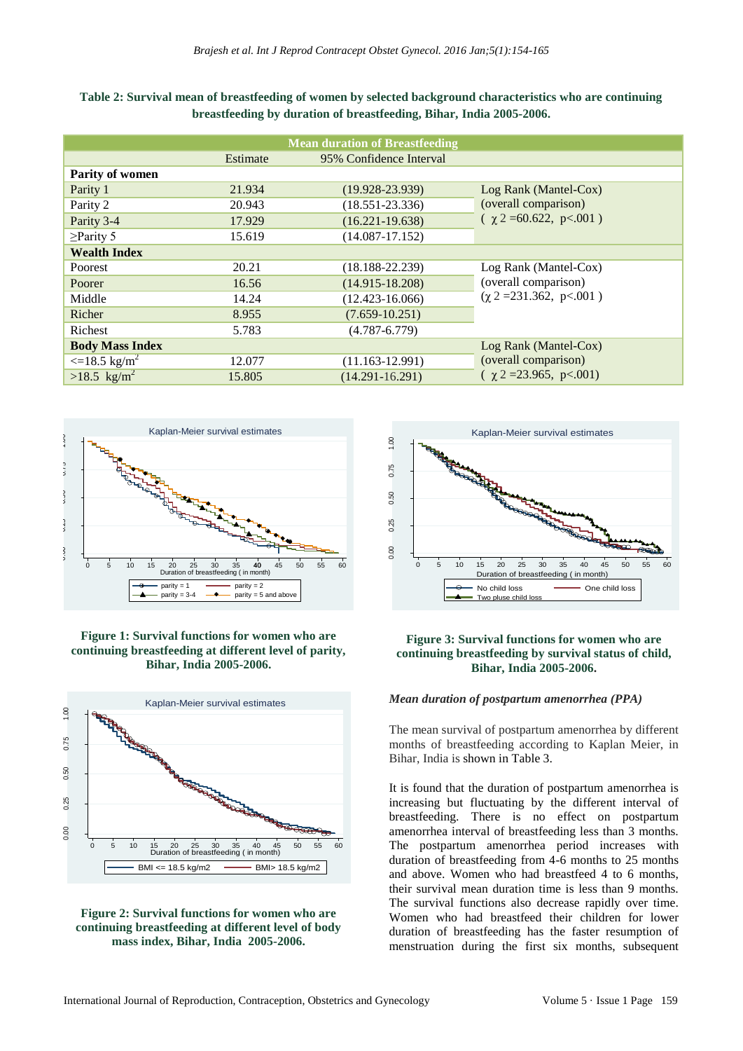**Table 2: Survival mean of breastfeeding of women by selected background characteristics who are continuing breastfeeding by duration of breastfeeding, Bihar, India 2005-2006.**

| Mean duration of Breastfeeding | | | |
|---|---|---|---|
| | Estimate | 95% Confidence Interval | |
| **Parity of women** | | | |
| Parity 1 | 21.934 | (19.928-23.939) | Log Rank (Mantel-Cox) (overall comparison) ( $\chi 2$ =60.622, p<.001 ) |
| Parity 2 | 20.943 | (18.551-23.336) | |
| Parity 3-4 | 17.929 | (16.221-19.638) | |
| ≥Parity 5 | 15.619 | (14.087-17.152) | |
| **Wealth Index** | | | |
| Poorest | 20.21 | (18.188-22.239) | Log Rank (Mantel-Cox) (overall comparison) ($\chi 2$ =231.362, p<.001 ) |
| Poorer | 16.56 | (14.915-18.208) | |
| Middle | 14.24 | (12.423-16.066) | |
| Richer | 8.955 | (7.659-10.251) | |
| Richest | 5.783 | (4.787-6.779) | |
| **Body Mass Index** | | | Log Rank (Mantel-Cox) (overall comparison) ( $\chi 2$ =23.965, p<.001) |
| <=18.5 kg/m$^2$ | 12.077 | (11.163-12.991) | |
| >18.5 kg/m$^2$ | 15.805 | (14.291-16.291) | |

Kaplan-Meier survival estimates

0 5 10 15 20 25 30 35 40 45 50 55 60

Duration of breastfeeding ( in month)

parity = 1 parity = 2 parity = 3-4 parity = 5 and above

**Figure 1: Survival functions for women who are continuing breastfeeding at different level of parity, Bihar, India 2005-2006.**

Kaplan-Meier survival estimates

0.00 0.25 0.50 0.75 1.00

0 5 10 15 20 25 30 35 40 45 50 55 60

Duration of breastfeeding ( in month)

BMI <= 18.5 kg/m2 BMI> 18.5 kg/m2

**Figure 2: Survival functions for women who are continuing breastfeeding at different level of body mass index, Bihar, India 2005-2006.**

Kaplan-Meier survival estimates

0.00 0.25 0.50 0.75 1.00

0 5 10 15 20 25 30 35 40 45 50 55 60

Duration of breastfeeding ( in month)

No child loss One child loss Two pluse child loss

**Figure 3: Survival functions for women who are continuing breastfeeding by survival status of child, Bihar, India 2005-2006.**

### *Mean duration of postpartum amenorrhea (PPA)*

The mean survival of postpartum amenorrhea by different months of breastfeeding according to Kaplan Meier, in Bihar, India is shown in Table 3.

It is found that the duration of postpartum amenorrhea is increasing but fluctuating by the different interval of breastfeeding. There is no effect on postpartum amenorrhea interval of breastfeeding less than 3 months. The postpartum amenorrhea period increases with duration of breastfeeding from 4-6 months to 25 months and above. Women who had breastfeed 4 to 6 months, their survival mean duration time is less than 9 months. The survival functions also decrease rapidly over time. Women who had breastfeed their children for lower duration of breastfeeding has the faster resumption of menstruation during the first six months, subsequent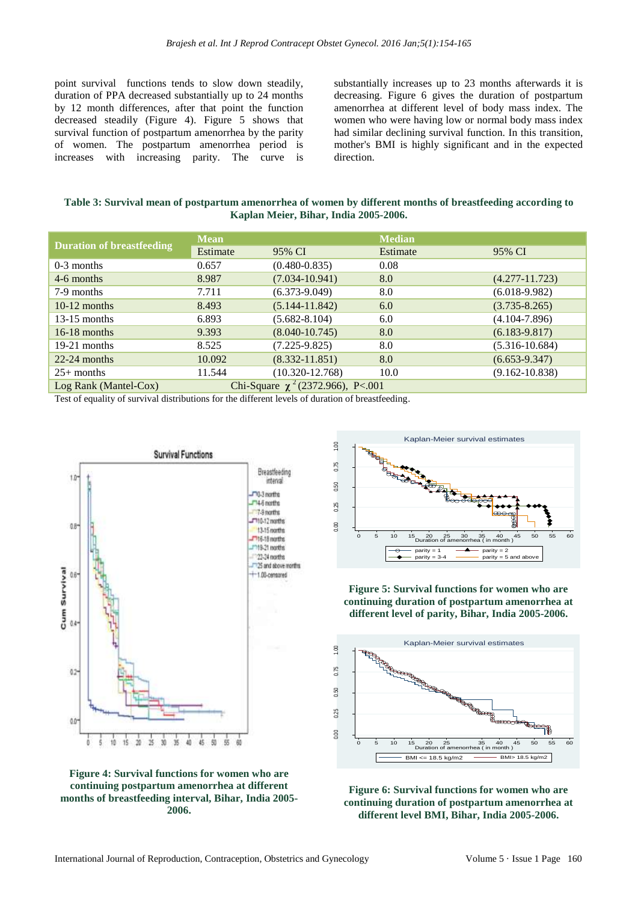point survival functions tends to slow down steadily, duration of PPA decreased substantially up to 24 months by 12 month differences, after that point the function decreased steadily (Figure 4). Figure 5 shows that survival function of postpartum amenorrhea by the parity of women. The postpartum amenorrhea period is increases with increasing parity. The curve is substantially increases up to 23 months afterwards it is decreasing. Figure 6 gives the duration of postpartum amenorrhea at different level of body mass index. The women who were having low or normal body mass index had similar declining survival function. In this transition, mother's BMI is highly significant and in the expected direction.

**Table 3: Survival mean of postpartum amenorrhea of women by different months of breastfeeding according to Kaplan Meier, Bihar, India 2005-2006.**

| Duration of breastfeeding | Mean | | Median | |
|---|---|---|---|---|
| | Estimate | 95% CI | Estimate | 95% CI |
| 0-3 months | 0.657 | (0.480-0.835) | 0.08 | |
| 4-6 months | 8.987 | (7.034-10.941) | 8.0 | (4.277-11.723) |
| 7-9 months | 7.711 | (6.373-9.049) | 8.0 | (6.018-9.982) |
| 10-12 months | 8.493 | (5.144-11.842) | 6.0 | (3.735-8.265) |
| 13-15 months | 6.893 | (5.682-8.104) | 6.0 | (4.104-7.896) |
| 16-18 months | 9.393 | (8.040-10.745) | 8.0 | (6.183-9.817) |
| 19-21 months | 8.525 | (7.225-9.825) | 8.0 | (5.316-10.684) |
| 22-24 months | 10.092 | (8.332-11.851) | 8.0 | (6.653-9.347) |
| 25+ months | 11.544 | (10.320-12.768) | 10.0 | (9.162-10.838) |
| Log Rank (Mantel-Cox) | Chi-Square $\chi^2$(2372.966), P<.001 | | | |

Test of equality of survival distributions for the different levels of duration of breastfeeding.

Survival Functions

Cum Survival

Breastfeeding interval
0-3 months
4-6 months
7-9 months
10-12 months
13-15 months
16-18 months
19-21 months
22-24 months
25 and above months
1.00-censored

**Figure 4: Survival functions for women who are continuing postpartum amenorrhea at different months of breastfeeding interval, Bihar, India 2005-2006.**

Kaplan-Meier survival estimates

Duration of amenorrhea ( in month )

parity = 1
parity = 2
parity = 3-4
parity = 5 and above

**Figure 5: Survival functions for women who are continuing duration of postpartum amenorrhea at different level of parity, Bihar, India 2005-2006.**

Kaplan-Meier survival estimates

Duration of amenorrhea ( in month )

BMI <= 18.5 kg/m2
BMI> 18.5 kg/m2

**Figure 6: Survival functions for women who are continuing duration of postpartum amenorrhea at different level BMI, Bihar, India 2005-2006.**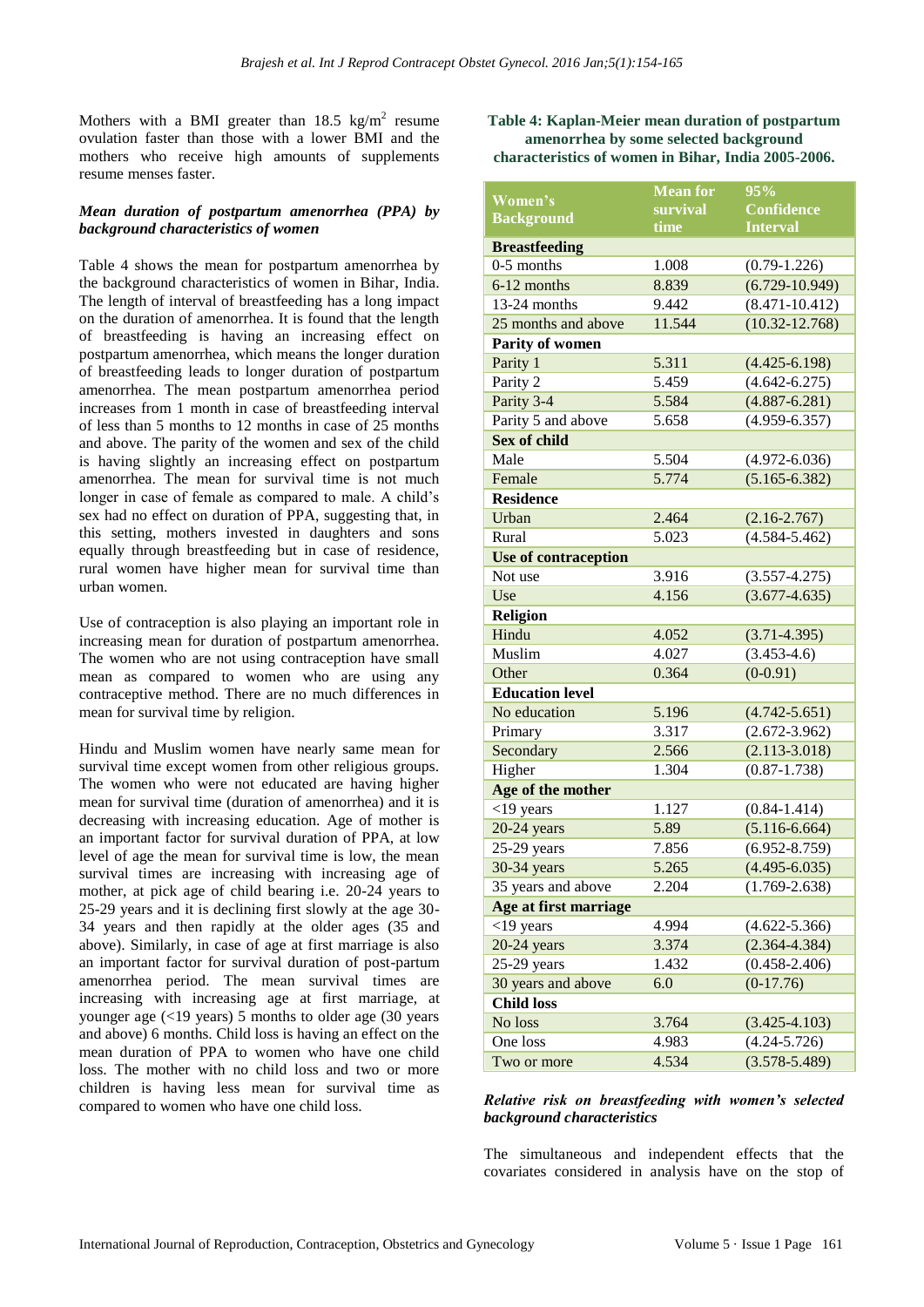Mothers with a BMI greater than 18.5 kg/m$^2$ resume ovulation faster than those with a lower BMI and the mothers who receive high amounts of supplements resume menses faster.

***Mean duration of postpartum amenorrhea (PPA) by background characteristics of women***

Table 4 shows the mean for postpartum amenorrhea by the background characteristics of women in Bihar, India. The length of interval of breastfeeding has a long impact on the duration of amenorrhea. It is found that the length of breastfeeding is having an increasing effect on postpartum amenorrhea, which means the longer duration of breastfeeding leads to longer duration of postpartum amenorrhea. The mean postpartum amenorrhea period increases from 1 month in case of breastfeeding interval of less than 5 months to 12 months in case of 25 months and above. The parity of the women and sex of the child is having slightly an increasing effect on postpartum amenorrhea. The mean for survival time is not much longer in case of female as compared to male. A child's sex had no effect on duration of PPA, suggesting that, in this setting, mothers invested in daughters and sons equally through breastfeeding but in case of residence, rural women have higher mean for survival time than urban women.

Use of contraception is also playing an important role in increasing mean for duration of postpartum amenorrhea. The women who are not using contraception have small mean as compared to women who are using any contraceptive method. There are no much differences in mean for survival time by religion.

Hindu and Muslim women have nearly same mean for survival time except women from other religious groups. The women who were not educated are having higher mean for survival time (duration of amenorrhea) and it is decreasing with increasing education. Age of mother is an important factor for survival duration of PPA, at low level of age the mean for survival time is low, the mean survival times are increasing with increasing age of mother, at pick age of child bearing i.e. 20-24 years to 25-29 years and it is declining first slowly at the age 30-34 years and then rapidly at the older ages (35 and above). Similarly, in case of age at first marriage is also an important factor for survival duration of post-partum amenorrhea period. The mean survival times are increasing with increasing age at first marriage, at younger age (<19 years) 5 months to older age (30 years and above) 6 months. Child loss is having an effect on the mean duration of PPA to women who have one child loss. The mother with no child loss and two or more children is having less mean for survival time as compared to women who have one child loss.

**Table 4: Kaplan-Meier mean duration of postpartum amenorrhea by some selected background characteristics of women in Bihar, India 2005-2006.**

| Women's Background | Mean for survival time | 95% Confidence Interval |
|---|---|---|
| **Breastfeeding** | | |
| 0-5 months | 1.008 | (0.79-1.226) |
| 6-12 months | 8.839 | (6.729-10.949) |
| 13-24 months | 9.442 | (8.471-10.412) |
| 25 months and above | 11.544 | (10.32-12.768) |
| **Parity of women** | | |
| Parity 1 | 5.311 | (4.425-6.198) |
| Parity 2 | 5.459 | (4.642-6.275) |
| Parity 3-4 | 5.584 | (4.887-6.281) |
| Parity 5 and above | 5.658 | (4.959-6.357) |
| **Sex of child** | | |
| Male | 5.504 | (4.972-6.036) |
| Female | 5.774 | (5.165-6.382) |
| **Residence** | | |
| Urban | 2.464 | (2.16-2.767) |
| Rural | 5.023 | (4.584-5.462) |
| **Use of contraception** | | |
| Not use | 3.916 | (3.557-4.275) |
| Use | 4.156 | (3.677-4.635) |
| **Religion** | | |
| Hindu | 4.052 | (3.71-4.395) |
| Muslim | 4.027 | (3.453-4.6) |
| Other | 0.364 | (0-0.91) |
| **Education level** | | |
| No education | 5.196 | (4.742-5.651) |
| Primary | 3.317 | (2.672-3.962) |
| Secondary | 2.566 | (2.113-3.018) |
| Higher | 1.304 | (0.87-1.738) |
| **Age of the mother** | | |
| <19 years | 1.127 | (0.84-1.414) |
| 20-24 years | 5.89 | (5.116-6.664) |
| 25-29 years | 7.856 | (6.952-8.759) |
| 30-34 years | 5.265 | (4.495-6.035) |
| 35 years and above | 2.204 | (1.769-2.638) |
| **Age at first marriage** | | |
| <19 years | 4.994 | (4.622-5.366) |
| 20-24 years | 3.374 | (2.364-4.384) |
| 25-29 years | 1.432 | (0.458-2.406) |
| 30 years and above | 6.0 | (0-17.76) |
| **Child loss** | | |
| No loss | 3.764 | (3.425-4.103) |
| One loss | 4.983 | (4.24-5.726) |
| Two or more | 4.534 | (3.578-5.489) |

***Relative risk on breastfeeding with women's selected background characteristics***

The simultaneous and independent effects that the covariates considered in analysis have on the stop of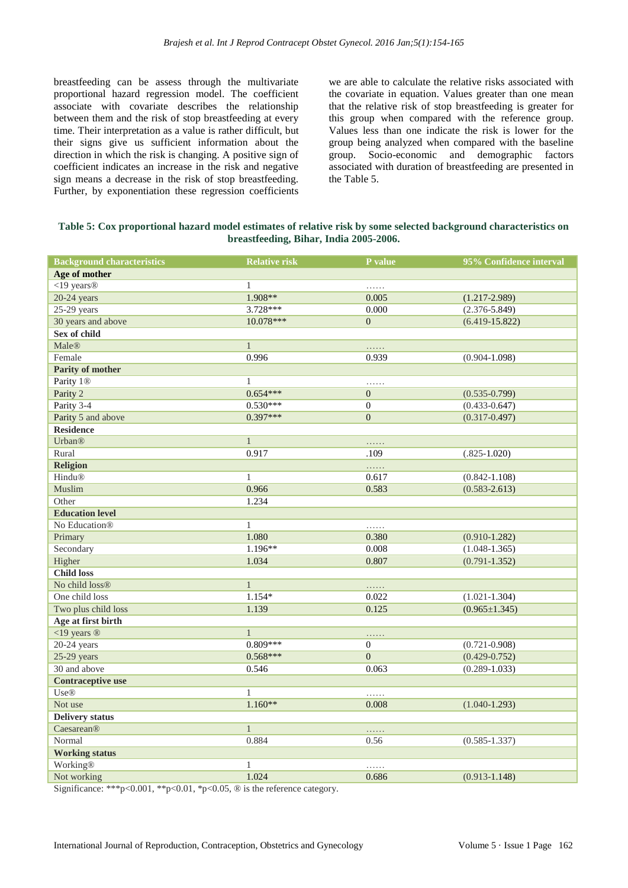breastfeeding can be assess through the multivariate proportional hazard regression model. The coefficient associate with covariate describes the relationship between them and the risk of stop breastfeeding at every time. Their interpretation as a value is rather difficult, but their signs give us sufficient information about the direction in which the risk is changing. A positive sign of coefficient indicates an increase in the risk and negative sign means a decrease in the risk of stop breastfeeding. Further, by exponentiation these regression coefficients we are able to calculate the relative risks associated with the covariate in equation. Values greater than one mean that the relative risk of stop breastfeeding is greater for this group when compared with the reference group. Values less than one indicate the risk is lower for the group being analyzed when compared with the baseline group. Socio-economic and demographic factors associated with duration of breastfeeding are presented in the Table 5.

**Table 5: Cox proportional hazard model estimates of relative risk by some selected background characteristics on breastfeeding, Bihar, India 2005-2006.**

| Background characteristics | Relative risk | P value | 95% Confidence interval |
|---|---|---|---|
| **Age of mother** | | | |
| <19 years® | 1 | …… | |
| 20-24 years | 1.908** | 0.005 | (1.217-2.989) |
| 25-29 years | 3.728*** | 0.000 | (2.376-5.849) |
| 30 years and above | 10.078*** | 0 | (6.419-15.822) |
| **Sex of child** | | | |
| Male® | 1 | …… | |
| Female | 0.996 | 0.939 | (0.904-1.098) |
| **Parity of mother** | | | |
| Parity 1® | 1 | …… | |
| Parity 2 | 0.654*** | 0 | (0.535-0.799) |
| Parity 3-4 | 0.530*** | 0 | (0.433-0.647) |
| Parity 5 and above | 0.397*** | 0 | (0.317-0.497) |
| **Residence** | | | |
| Urban® | 1 | …… | |
| Rural | 0.917 | .109 | (.825-1.020) |
| **Religion** | | …… | |
| Hindu® | 1 | 0.617 | (0.842-1.108) |
| Muslim | 0.966 | 0.583 | (0.583-2.613) |
| Other | 1.234 | | |
| **Education level** | | | |
| No Education® | 1 | …… | |
| Primary | 1.080 | 0.380 | (0.910-1.282) |
| Secondary | 1.196** | 0.008 | (1.048-1.365) |
| Higher | 1.034 | 0.807 | (0.791-1.352) |
| **Child loss** | | | |
| No child loss® | 1 | …… | |
| One child loss | 1.154* | 0.022 | (1.021-1.304) |
| Two plus child loss | 1.139 | 0.125 | (0.965±1.345) |
| **Age at first birth** | | | |
| <19 years ® | 1 | …… | |
| 20-24 years | 0.809*** | 0 | (0.721-0.908) |
| 25-29 years | 0.568*** | 0 | (0.429-0.752) |
| 30 and above | 0.546 | 0.063 | (0.289-1.033) |
| **Contraceptive use** | | | |
| Use® | 1 | …… | |
| Not use | 1.160** | 0.008 | (1.040-1.293) |
| **Delivery status** | | | |
| Caesarean® | 1 | …… | |
| Normal | 0.884 | 0.56 | (0.585-1.337) |
| **Working status** | | | |
| Working® | 1 | …… | |
| Not working | 1.024 | 0.686 | (0.913-1.148) |

Significance: ***p<0.001, **p<0.01, *p<0.05, ® is the reference category.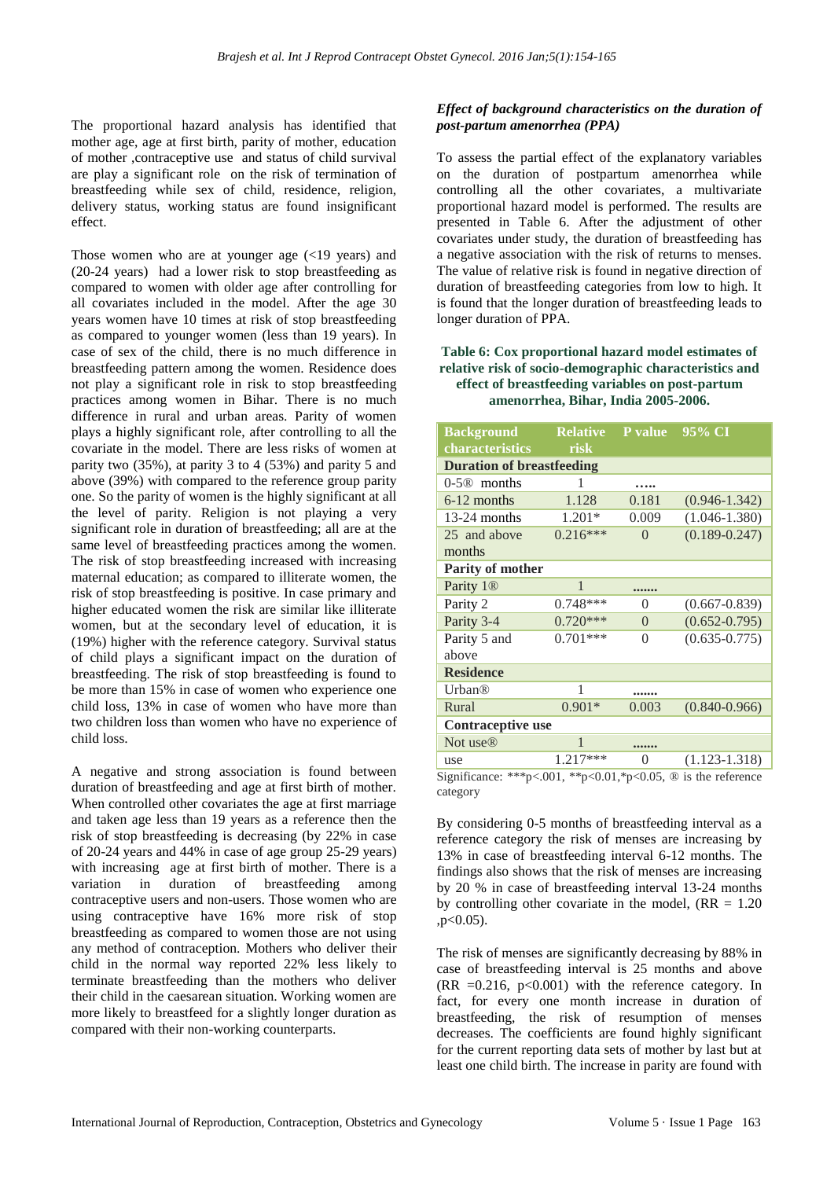The proportional hazard analysis has identified that mother age, age at first birth, parity of mother, education of mother ,contraceptive use and status of child survival are play a significant role on the risk of termination of breastfeeding while sex of child, residence, religion, delivery status, working status are found insignificant effect.

Those women who are at younger age (<19 years) and (20-24 years) had a lower risk to stop breastfeeding as compared to women with older age after controlling for all covariates included in the model. After the age 30 years women have 10 times at risk of stop breastfeeding as compared to younger women (less than 19 years). In case of sex of the child, there is no much difference in breastfeeding pattern among the women. Residence does not play a significant role in risk to stop breastfeeding practices among women in Bihar. There is no much difference in rural and urban areas. Parity of women plays a highly significant role, after controlling to all the covariate in the model. There are less risks of women at parity two (35%), at parity 3 to 4 (53%) and parity 5 and above (39%) with compared to the reference group parity one. So the parity of women is the highly significant at all the level of parity. Religion is not playing a very significant role in duration of breastfeeding; all are at the same level of breastfeeding practices among the women. The risk of stop breastfeeding increased with increasing maternal education; as compared to illiterate women, the risk of stop breastfeeding is positive. In case primary and higher educated women the risk are similar like illiterate women, but at the secondary level of education, it is (19%) higher with the reference category. Survival status of child plays a significant impact on the duration of breastfeeding. The risk of stop breastfeeding is found to be more than 15% in case of women who experience one child loss, 13% in case of women who have more than two children loss than women who have no experience of child loss.

A negative and strong association is found between duration of breastfeeding and age at first birth of mother. When controlled other covariates the age at first marriage and taken age less than 19 years as a reference then the risk of stop breastfeeding is decreasing (by 22% in case of 20-24 years and 44% in case of age group 25-29 years) with increasing age at first birth of mother. There is a variation in duration of breastfeeding among contraceptive users and non-users. Those women who are using contraceptive have 16% more risk of stop breastfeeding as compared to women those are not using any method of contraception. Mothers who deliver their child in the normal way reported 22% less likely to terminate breastfeeding than the mothers who deliver their child in the caesarean situation. Working women are more likely to breastfeed for a slightly longer duration as compared with their non-working counterparts.

### *Effect of background characteristics on the duration of post-partum amenorrhea (PPA)*

To assess the partial effect of the explanatory variables on the duration of postpartum amenorrhea while controlling all the other covariates, a multivariate proportional hazard model is performed. The results are presented in Table 6. After the adjustment of other covariates under study, the duration of breastfeeding has a negative association with the risk of returns to menses. The value of relative risk is found in negative direction of duration of breastfeeding categories from low to high. It is found that the longer duration of breastfeeding leads to longer duration of PPA.

**Table 6: Cox proportional hazard model estimates of relative risk of socio-demographic characteristics and effect of breastfeeding variables on post-partum amenorrhea, Bihar, India 2005-2006.**

| Background characteristics | Relative risk | P value | 95% CI |
|---|---|---|---|
| **Duration of breastfeeding** | | | |
| 0-5® months | 1 | ….. | |
| 6-12 months | 1.128 | 0.181 | (0.946-1.342) |
| 13-24 months | 1.201* | 0.009 | (1.046-1.380) |
| 25 and above months | 0.216*** | 0 | (0.189-0.247) |
| **Parity of mother** | | | |
| Parity 1® | 1 | ……. | |
| Parity 2 | 0.748*** | 0 | (0.667-0.839) |
| Parity 3-4 | 0.720*** | 0 | (0.652-0.795) |
| Parity 5 and above | 0.701*** | 0 | (0.635-0.775) |
| **Residence** | | | |
| Urban® | 1 | ……. | |
| Rural | 0.901* | 0.003 | (0.840-0.966) |
| **Contraceptive use** | | | |
| Not use® | 1 | ……. | |
| use | 1.217*** | 0 | (1.123-1.318) |

Significance: ***p<.001, **p<0.01,*p<0.05, ® is the reference category

By considering 0-5 months of breastfeeding interval as a reference category the risk of menses are increasing by 13% in case of breastfeeding interval 6-12 months. The findings also shows that the risk of menses are increasing by 20 % in case of breastfeeding interval 13-24 months by controlling other covariate in the model, (RR = 1.20 ,p<0.05).

The risk of menses are significantly decreasing by 88% in case of breastfeeding interval is 25 months and above (RR =0.216, p<0.001) with the reference category. In fact, for every one month increase in duration of breastfeeding, the risk of resumption of menses decreases. The coefficients are found highly significant for the current reporting data sets of mother by last but at least one child birth. The increase in parity are found with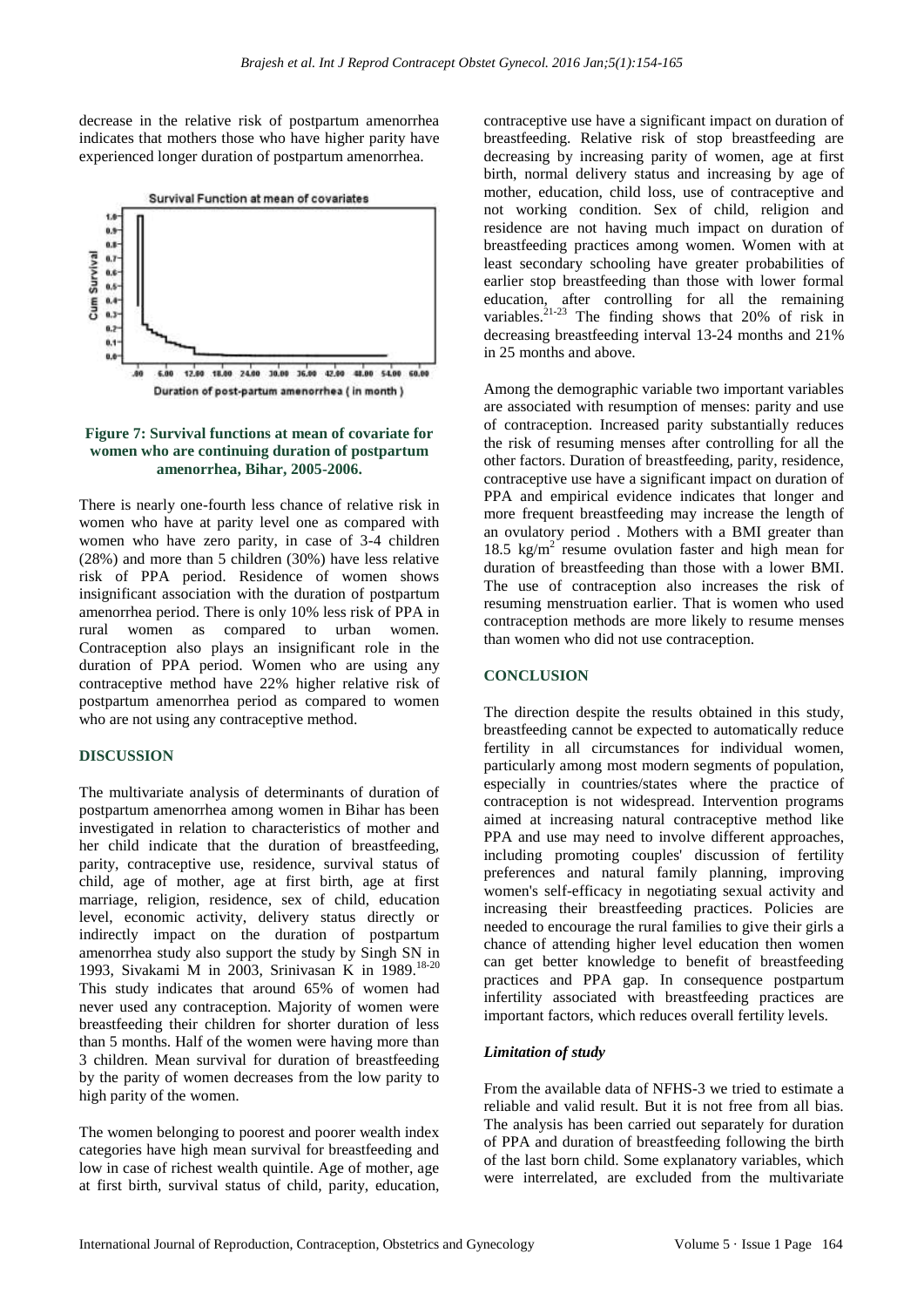decrease in the relative risk of postpartum amenorrhea indicates that mothers those who have higher parity have experienced longer duration of postpartum amenorrhea.

Survival Function at mean of covariates

Cum Survival

1.0
0.9
0.8
0.7
0.6
0.5
0.4
0.3
0.2
0.1
0.0

.00 6.00 12.00 18.00 24.00 30.00 36.00 42.00 48.00 54.00 60.00

Duration of post-partum amenorrhea ( in month )

**Figure 7: Survival functions at mean of covariate for women who are continuing duration of postpartum amenorrhea, Bihar, 2005-2006.**

There is nearly one-fourth less chance of relative risk in women who have at parity level one as compared with women who have zero parity, in case of 3-4 children (28%) and more than 5 children (30%) have less relative risk of PPA period. Residence of women shows insignificant association with the duration of postpartum amenorrhea period. There is only 10% less risk of PPA in rural women as compared to urban women. Contraception also plays an insignificant role in the duration of PPA period. Women who are using any contraceptive method have 22% higher relative risk of postpartum amenorrhea period as compared to women who are not using any contraceptive method.

## DISCUSSION

The multivariate analysis of determinants of duration of postpartum amenorrhea among women in Bihar has been investigated in relation to characteristics of mother and her child indicate that the duration of breastfeeding, parity, contraceptive use, residence, survival status of child, age of mother, age at first birth, age at first marriage, religion, residence, sex of child, education level, economic activity, delivery status directly or indirectly impact on the duration of postpartum amenorrhea study also support the study by Singh SN in 1993, Sivakami M in 2003, Srinivasan K in 1989.[18-20] This study indicates that around 65% of women had never used any contraception. Majority of women were breastfeeding their children for shorter duration of less than 5 months. Half of the women were having more than 3 children. Mean survival for duration of breastfeeding by the parity of women decreases from the low parity to high parity of the women.

The women belonging to poorest and poorer wealth index categories have high mean survival for breastfeeding and low in case of richest wealth quintile. Age of mother, age at first birth, survival status of child, parity, education, contraceptive use have a significant impact on duration of breastfeeding. Relative risk of stop breastfeeding are decreasing by increasing parity of women, age at first birth, normal delivery status and increasing by age of mother, education, child loss, use of contraceptive and not working condition. Sex of child, religion and residence are not having much impact on duration of breastfeeding practices among women. Women with at least secondary schooling have greater probabilities of earlier stop breastfeeding than those with lower formal education, after controlling for all the remaining variables.[21-23] The finding shows that 20% of risk in decreasing breastfeeding interval 13-24 months and 21% in 25 months and above.

Among the demographic variable two important variables are associated with resumption of menses: parity and use of contraception. Increased parity substantially reduces the risk of resuming menses after controlling for all the other factors. Duration of breastfeeding, parity, residence, contraceptive use have a significant impact on duration of PPA and empirical evidence indicates that longer and more frequent breastfeeding may increase the length of an ovulatory period . Mothers with a BMI greater than 18.5 $kg/m^2$ resume ovulation faster and high mean for duration of breastfeeding than those with a lower BMI. The use of contraception also increases the risk of resuming menstruation earlier. That is women who used contraception methods are more likely to resume menses than women who did not use contraception.

## CONCLUSION

The direction despite the results obtained in this study, breastfeeding cannot be expected to automatically reduce fertility in all circumstances for individual women, particularly among most modern segments of population, especially in countries/states where the practice of contraception is not widespread. Intervention programs aimed at increasing natural contraceptive method like PPA and use may need to involve different approaches, including promoting couples' discussion of fertility preferences and natural family planning, improving women's self-efficacy in negotiating sexual activity and increasing their breastfeeding practices. Policies are needed to encourage the rural families to give their girls a chance of attending higher level education then women can get better knowledge to benefit of breastfeeding practices and PPA gap. In consequence postpartum infertility associated with breastfeeding practices are important factors, which reduces overall fertility levels.

### *Limitation of study*

From the available data of NFHS-3 we tried to estimate a reliable and valid result. But it is not free from all bias. The analysis has been carried out separately for duration of PPA and duration of breastfeeding following the birth of the last born child. Some explanatory variables, which were interrelated, are excluded from the multivariate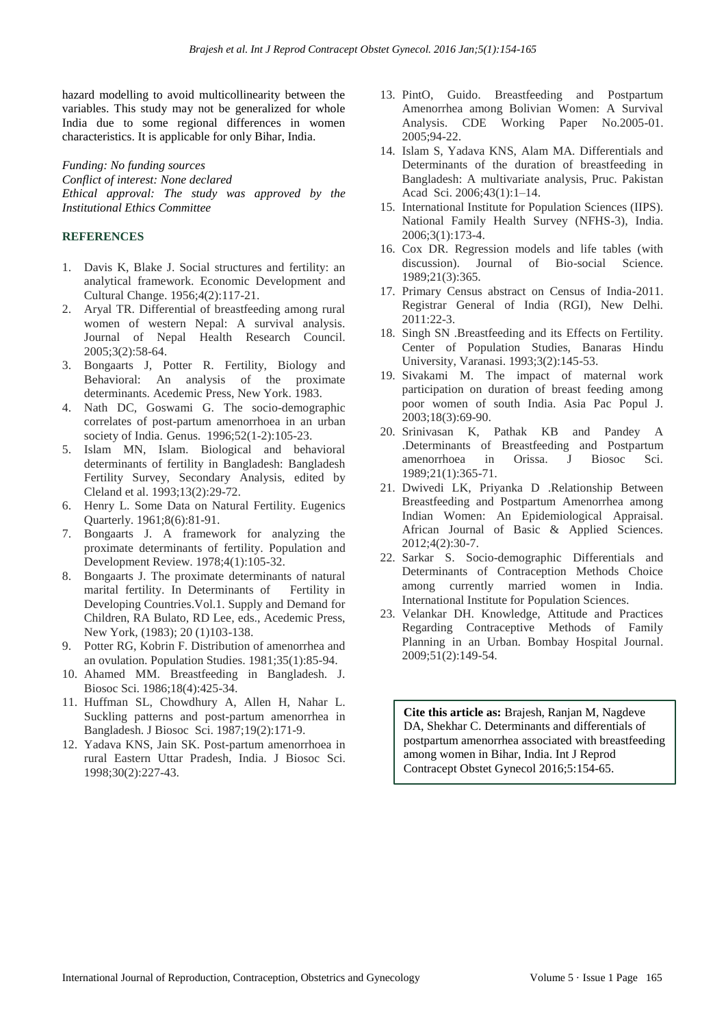hazard modelling to avoid multicollinearity between the variables. This study may not be generalized for whole India due to some regional differences in women characteristics. It is applicable for only Bihar, India.

*Funding: No funding sources*
*Conflict of interest: None declared*
*Ethical approval: The study was approved by the Institutional Ethics Committee*

## REFERENCES

1. Davis K, Blake J. Social structures and fertility: an analytical framework. Economic Development and Cultural Change. 1956;4(2):117-21.
2. Aryal TR. Differential of breastfeeding among rural women of western Nepal: A survival analysis. Journal of Nepal Health Research Council. 2005;3(2):58-64.
3. Bongaarts J, Potter R. Fertility, Biology and Behavioral: An analysis of the proximate determinants. Acedemic Press, New York. 1983.
4. Nath DC, Goswami G. The socio-demographic correlates of post-partum amenorrhoea in an urban society of India. Genus. 1996;52(1-2):105-23.
5. Islam MN, Islam. Biological and behavioral determinants of fertility in Bangladesh: Bangladesh Fertility Survey, Secondary Analysis, edited by Cleland et al. 1993;13(2):29-72.
6. Henry L. Some Data on Natural Fertility. Eugenics Quarterly. 1961;8(6):81-91.
7. Bongaarts J. A framework for analyzing the proximate determinants of fertility. Population and Development Review. 1978;4(1):105-32.
8. Bongaarts J. The proximate determinants of natural marital fertility. In Determinants of Fertility in Developing Countries.Vol.1. Supply and Demand for Children, RA Bulato, RD Lee, eds., Acedemic Press, New York, (1983); 20 (1)103-138.
9. Potter RG, Kobrin F. Distribution of amenorrhea and an ovulation. Population Studies. 1981;35(1):85-94.
10. Ahamed MM. Breastfeeding in Bangladesh. J. Biosoc Sci. 1986;18(4):425-34.
11. Huffman SL, Chowdhury A, Allen H, Nahar L. Suckling patterns and post-partum amenorrhea in Bangladesh. J Biosoc Sci. 1987;19(2):171-9.
12. Yadava KNS, Jain SK. Post-partum amenorrhoea in rural Eastern Uttar Pradesh, India. J Biosoc Sci. 1998;30(2):227-43.
13. PintO, Guido. Breastfeeding and Postpartum Amenorrhea among Bolivian Women: A Survival Analysis. CDE Working Paper No.2005-01. 2005;94-22.
14. Islam S, Yadava KNS, Alam MA. Differentials and Determinants of the duration of breastfeeding in Bangladesh: A multivariate analysis, Pruc. Pakistan Acad Sci. 2006;43(1):1–14.
15. International Institute for Population Sciences (IIPS). National Family Health Survey (NFHS-3), India. 2006;3(1):173-4.
16. Cox DR. Regression models and life tables (with discussion). Journal of Bio-social Science. 1989;21(3):365.
17. Primary Census abstract on Census of India-2011. Registrar General of India (RGI), New Delhi. 2011:22-3.
18. Singh SN .Breastfeeding and its Effects on Fertility. Center of Population Studies, Banaras Hindu University, Varanasi. 1993;3(2):145-53.
19. Sivakami M. The impact of maternal work participation on duration of breast feeding among poor women of south India. Asia Pac Popul J. 2003;18(3):69-90.
20. Srinivasan K, Pathak KB and Pandey A .Determinants of Breastfeeding and Postpartum amenorrhoea in Orissa. J Biosoc Sci. 1989;21(1):365-71.
21. Dwivedi LK, Priyanka D .Relationship Between Breastfeeding and Postpartum Amenorrhea among Indian Women: An Epidemiological Appraisal. African Journal of Basic & Applied Sciences. 2012;4(2):30-7.
22. Sarkar S. Socio-demographic Differentials and Determinants of Contraception Methods Choice among currently married women in India. International Institute for Population Sciences.
23. Velankar DH. Knowledge, Attitude and Practices Regarding Contraceptive Methods of Family Planning in an Urban. Bombay Hospital Journal. 2009;51(2):149-54.

**Cite this article as:** Brajesh, Ranjan M, Nagdeve DA, Shekhar C. Determinants and differentials of postpartum amenorrhea associated with breastfeeding among women in Bihar, India. Int J Reprod Contracept Obstet Gynecol 2016;5:154-65.